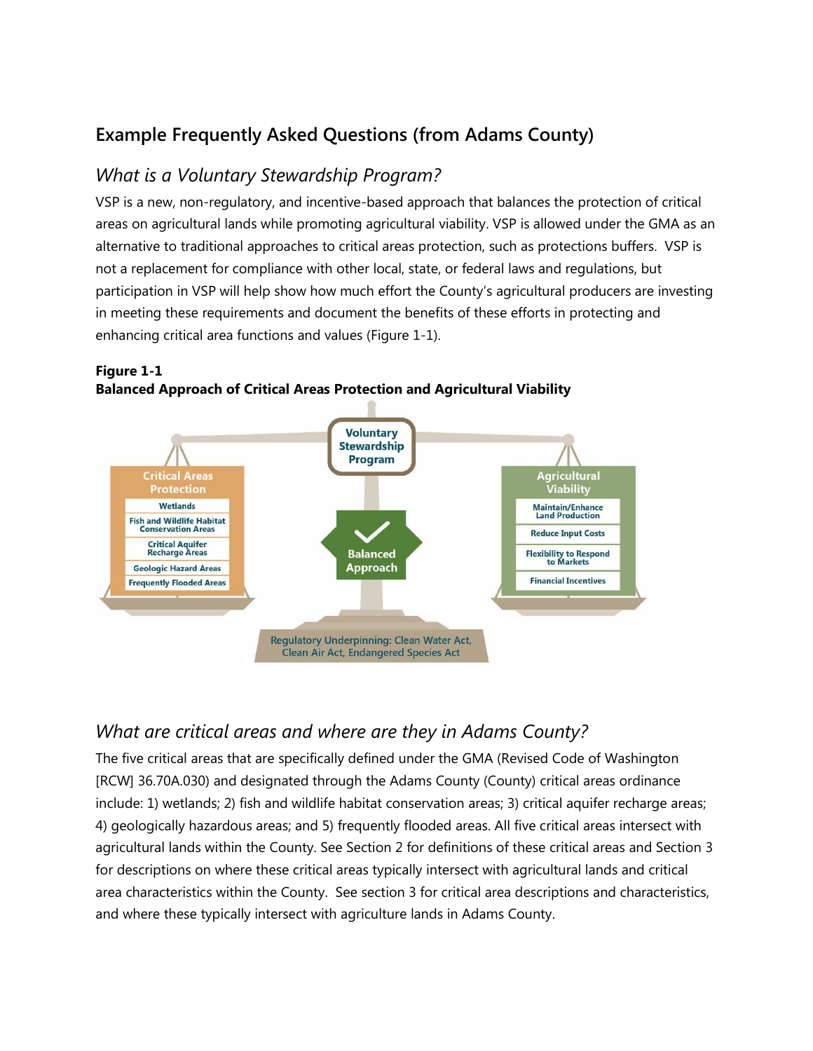## Example Frequently Asked Questions (from Adams County)

### *What is a Voluntary Stewardship Program?*

VSP is a new, non-regulatory, and incentive-based approach that balances the protection of critical areas on agricultural lands while promoting agricultural viability. VSP is allowed under the GMA as an alternative to traditional approaches to critical areas protection, such as protections buffers. VSP is not a replacement for compliance with other local, state, or federal laws and regulations, but participation in VSP will help show how much effort the County's agricultural producers are investing in meeting these requirements and document the benefits of these efforts in protecting and enhancing critical area functions and values (Figure 1-1).

**Figure 1-1**
**Balanced Approach of Critical Areas Protection and Agricultural Viability**

Voluntary Stewardship Program

Critical Areas Protection
- Wetlands
- Fish and Wildlife Habitat Conservation Areas
- Critical Aquifer Recharge Areas
- Geologic Hazard Areas
- Frequently Flooded Areas

Balanced Approach

Agricultural Viability
- Maintain/Enhance Land Production
- Reduce Input Costs
- Flexibility to Respond to Markets
- Financial Incentives

Regulatory Underpinning: Clean Water Act, Clean Air Act, Endangered Species Act

### *What are critical areas and where are they in Adams County?*

The five critical areas that are specifically defined under the GMA (Revised Code of Washington [RCW] 36.70A.030) and designated through the Adams County (County) critical areas ordinance include: 1) wetlands; 2) fish and wildlife habitat conservation areas; 3) critical aquifer recharge areas; 4) geologically hazardous areas; and 5) frequently flooded areas. All five critical areas intersect with agricultural lands within the County. See Section 2 for definitions of these critical areas and Section 3 for descriptions on where these critical areas typically intersect with agricultural lands and critical area characteristics within the County. See section 3 for critical area descriptions and characteristics, and where these typically intersect with agriculture lands in Adams County.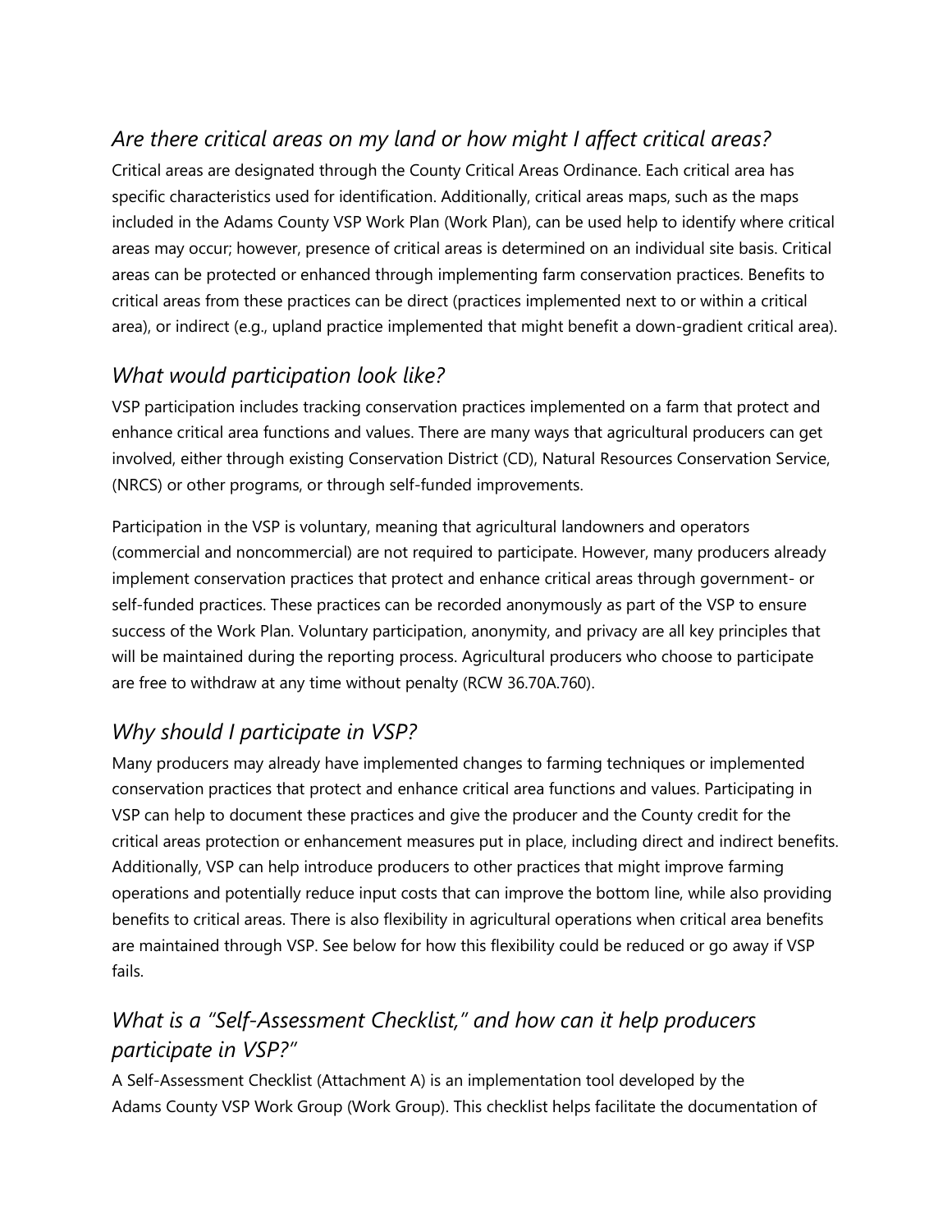## *Are there critical areas on my land or how might I affect critical areas?*

Critical areas are designated through the County Critical Areas Ordinance. Each critical area has specific characteristics used for identification. Additionally, critical areas maps, such as the maps included in the Adams County VSP Work Plan (Work Plan), can be used help to identify where critical areas may occur; however, presence of critical areas is determined on an individual site basis. Critical areas can be protected or enhanced through implementing farm conservation practices. Benefits to critical areas from these practices can be direct (practices implemented next to or within a critical area), or indirect (e.g., upland practice implemented that might benefit a down-gradient critical area).

## *What would participation look like?*

VSP participation includes tracking conservation practices implemented on a farm that protect and enhance critical area functions and values. There are many ways that agricultural producers can get involved, either through existing Conservation District (CD), Natural Resources Conservation Service, (NRCS) or other programs, or through self-funded improvements.

Participation in the VSP is voluntary, meaning that agricultural landowners and operators (commercial and noncommercial) are not required to participate. However, many producers already implement conservation practices that protect and enhance critical areas through government- or self-funded practices. These practices can be recorded anonymously as part of the VSP to ensure success of the Work Plan. Voluntary participation, anonymity, and privacy are all key principles that will be maintained during the reporting process. Agricultural producers who choose to participate are free to withdraw at any time without penalty (RCW 36.70A.760).

## *Why should I participate in VSP?*

Many producers may already have implemented changes to farming techniques or implemented conservation practices that protect and enhance critical area functions and values. Participating in VSP can help to document these practices and give the producer and the County credit for the critical areas protection or enhancement measures put in place, including direct and indirect benefits. Additionally, VSP can help introduce producers to other practices that might improve farming operations and potentially reduce input costs that can improve the bottom line, while also providing benefits to critical areas. There is also flexibility in agricultural operations when critical area benefits are maintained through VSP. See below for how this flexibility could be reduced or go away if VSP fails.

## *What is a "Self-Assessment Checklist," and how can it help producers participate in VSP?"*

A Self-Assessment Checklist (Attachment A) is an implementation tool developed by the Adams County VSP Work Group (Work Group). This checklist helps facilitate the documentation of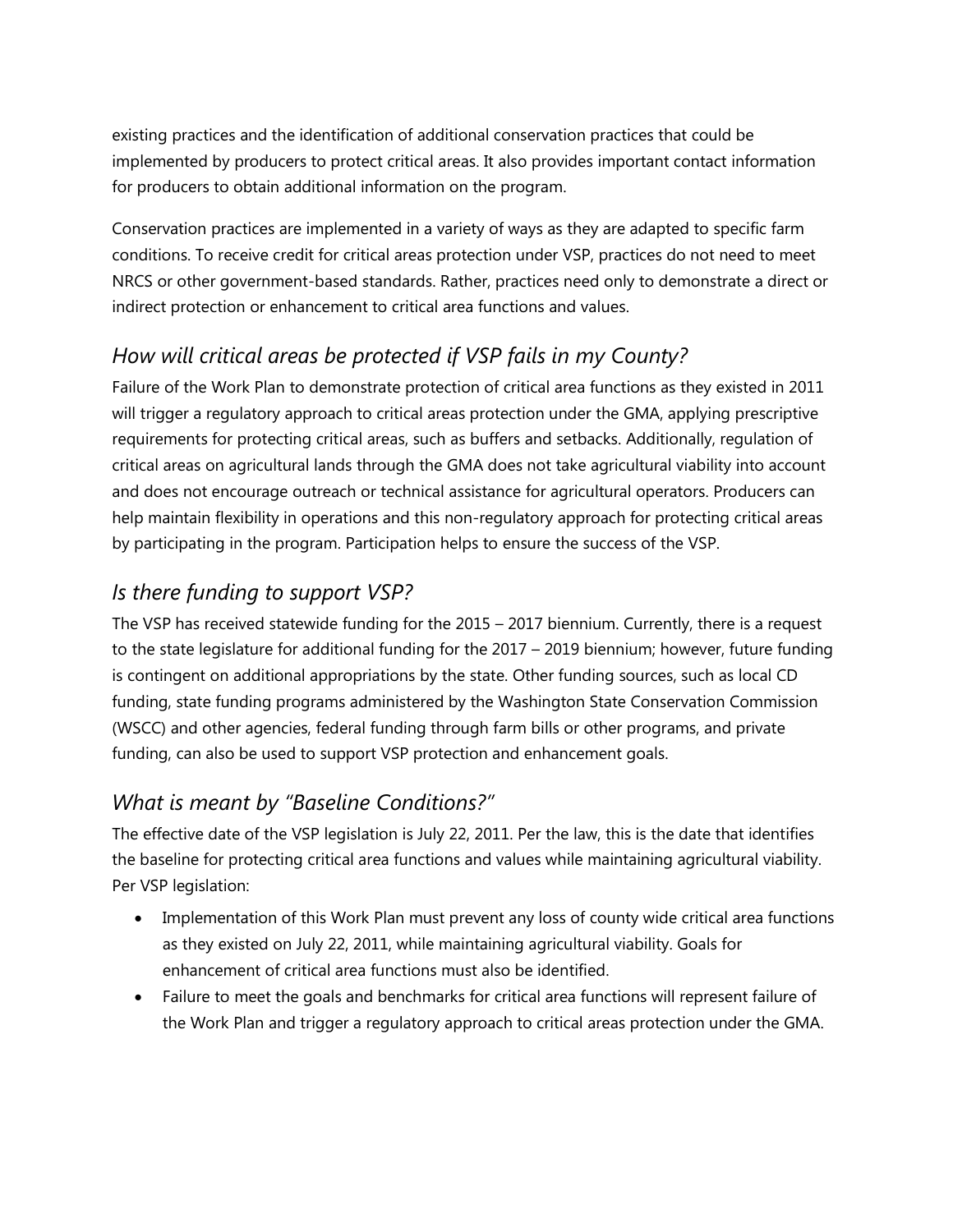existing practices and the identification of additional conservation practices that could be implemented by producers to protect critical areas. It also provides important contact information for producers to obtain additional information on the program.

Conservation practices are implemented in a variety of ways as they are adapted to specific farm conditions. To receive credit for critical areas protection under VSP, practices do not need to meet NRCS or other government-based standards. Rather, practices need only to demonstrate a direct or indirect protection or enhancement to critical area functions and values.

## *How will critical areas be protected if VSP fails in my County?*

Failure of the Work Plan to demonstrate protection of critical area functions as they existed in 2011 will trigger a regulatory approach to critical areas protection under the GMA, applying prescriptive requirements for protecting critical areas, such as buffers and setbacks. Additionally, regulation of critical areas on agricultural lands through the GMA does not take agricultural viability into account and does not encourage outreach or technical assistance for agricultural operators. Producers can help maintain flexibility in operations and this non-regulatory approach for protecting critical areas by participating in the program. Participation helps to ensure the success of the VSP.

## *Is there funding to support VSP?*

The VSP has received statewide funding for the 2015 – 2017 biennium. Currently, there is a request to the state legislature for additional funding for the 2017 – 2019 biennium; however, future funding is contingent on additional appropriations by the state. Other funding sources, such as local CD funding, state funding programs administered by the Washington State Conservation Commission (WSCC) and other agencies, federal funding through farm bills or other programs, and private funding, can also be used to support VSP protection and enhancement goals.

## *What is meant by "Baseline Conditions?"*

The effective date of the VSP legislation is July 22, 2011. Per the law, this is the date that identifies the baseline for protecting critical area functions and values while maintaining agricultural viability. Per VSP legislation:

- Implementation of this Work Plan must prevent any loss of county wide critical area functions as they existed on July 22, 2011, while maintaining agricultural viability. Goals for enhancement of critical area functions must also be identified.
- Failure to meet the goals and benchmarks for critical area functions will represent failure of the Work Plan and trigger a regulatory approach to critical areas protection under the GMA.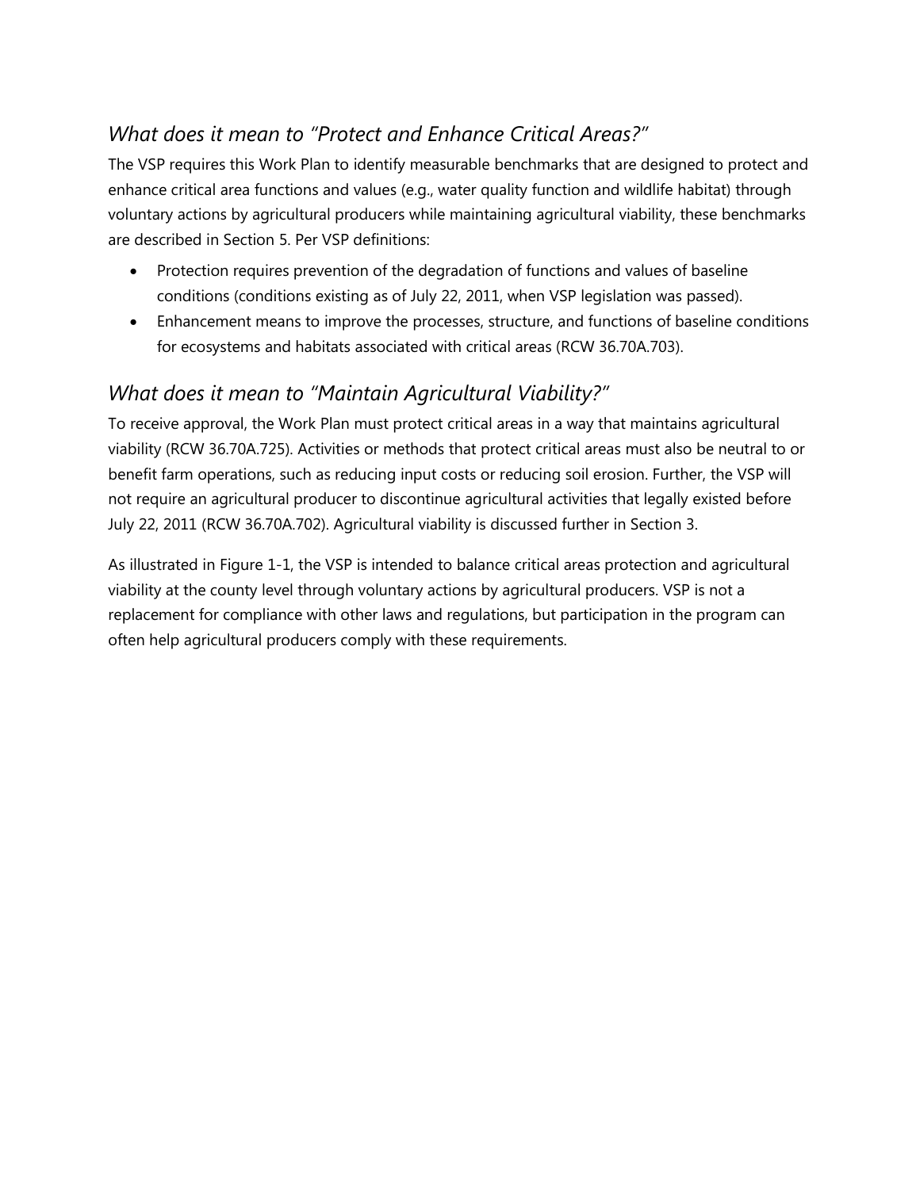## *What does it mean to "Protect and Enhance Critical Areas?"*

The VSP requires this Work Plan to identify measurable benchmarks that are designed to protect and enhance critical area functions and values (e.g., water quality function and wildlife habitat) through voluntary actions by agricultural producers while maintaining agricultural viability, these benchmarks are described in Section 5. Per VSP definitions:

- Protection requires prevention of the degradation of functions and values of baseline conditions (conditions existing as of July 22, 2011, when VSP legislation was passed).
- Enhancement means to improve the processes, structure, and functions of baseline conditions for ecosystems and habitats associated with critical areas (RCW 36.70A.703).

## *What does it mean to "Maintain Agricultural Viability?"*

To receive approval, the Work Plan must protect critical areas in a way that maintains agricultural viability (RCW 36.70A.725). Activities or methods that protect critical areas must also be neutral to or benefit farm operations, such as reducing input costs or reducing soil erosion. Further, the VSP will not require an agricultural producer to discontinue agricultural activities that legally existed before July 22, 2011 (RCW 36.70A.702). Agricultural viability is discussed further in Section 3.

As illustrated in Figure 1-1, the VSP is intended to balance critical areas protection and agricultural viability at the county level through voluntary actions by agricultural producers. VSP is not a replacement for compliance with other laws and regulations, but participation in the program can often help agricultural producers comply with these requirements.